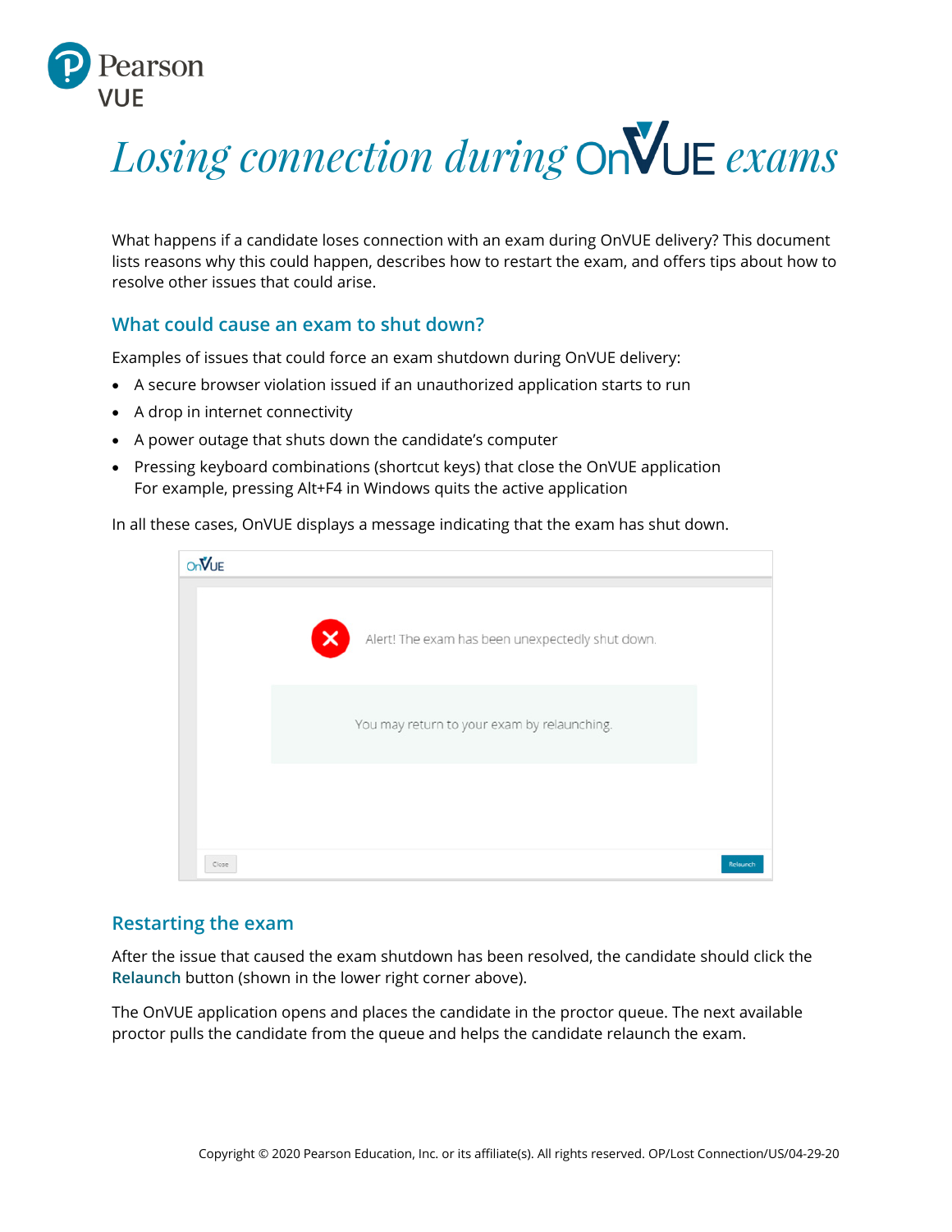# Losing connection during OnVUE exams

What happens if a candidate loses connection with an exam during OnVUE delivery? This document lists reasons why this could happen, describes how to restart the exam, and offers tips about how to resolve other issues that could arise.

## What could cause an exam to shut down?

Examples of issues that could force an exam shutdown during OnVUE delivery:

- A secure browser violation issued if an unauthorized application starts to run
- A drop in internet connectivity
- A power outage that shuts down the candidate's computer
- Pressing keyboard combinations (shortcut keys) that close the OnVUE application
  For example, pressing Alt+F4 in Windows quits the active application

In all these cases, OnVUE displays a message indicating that the exam has shut down.

OnVUE

Alert! The exam has been unexpectedly shut down.

You may return to your exam by relaunching.

Close    Relaunch

## Restarting the exam

After the issue that caused the exam shutdown has been resolved, the candidate should click the **Relaunch** button (shown in the lower right corner above).

The OnVUE application opens and places the candidate in the proctor queue. The next available proctor pulls the candidate from the queue and helps the candidate relaunch the exam.

Copyright © 2020 Pearson Education, Inc. or its affiliate(s). All rights reserved. OP/Lost Connection/US/04-29-20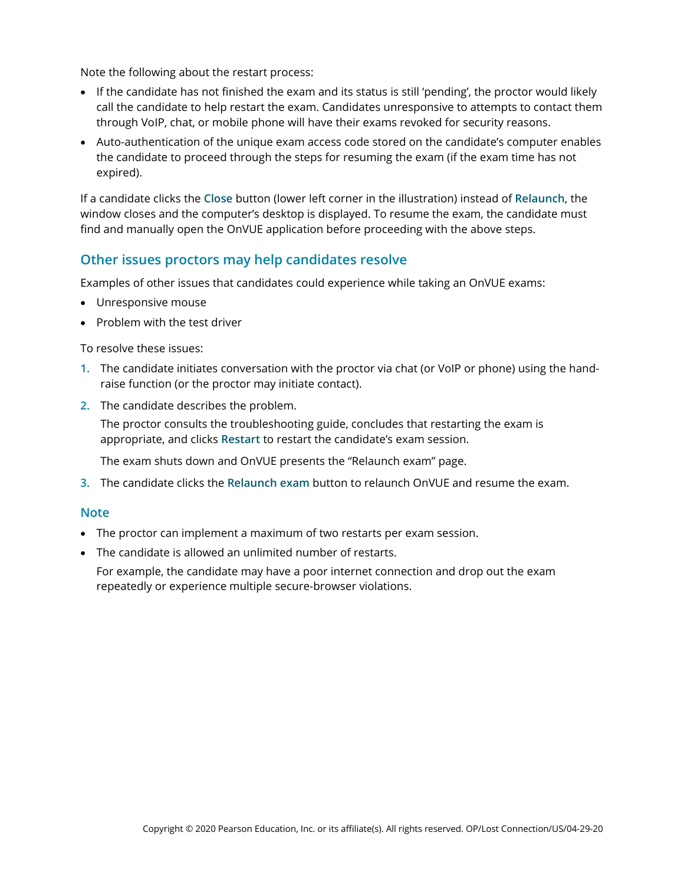Note the following about the restart process:

- If the candidate has not finished the exam and its status is still 'pending', the proctor would likely call the candidate to help restart the exam. Candidates unresponsive to attempts to contact them through VoIP, chat, or mobile phone will have their exams revoked for security reasons.
- Auto-authentication of the unique exam access code stored on the candidate's computer enables the candidate to proceed through the steps for resuming the exam (if the exam time has not expired).

If a candidate clicks the **Close** button (lower left corner in the illustration) instead of **Relaunch**, the window closes and the computer's desktop is displayed. To resume the exam, the candidate must find and manually open the OnVUE application before proceeding with the above steps.

## Other issues proctors may help candidates resolve

Examples of other issues that candidates could experience while taking an OnVUE exams:

- Unresponsive mouse
- Problem with the test driver

To resolve these issues:

1. The candidate initiates conversation with the proctor via chat (or VoIP or phone) using the hand-raise function (or the proctor may initiate contact).
2. The candidate describes the problem.

   The proctor consults the troubleshooting guide, concludes that restarting the exam is appropriate, and clicks **Restart** to restart the candidate's exam session.

   The exam shuts down and OnVUE presents the "Relaunch exam" page.
3. The candidate clicks the **Relaunch exam** button to relaunch OnVUE and resume the exam.

### Note

- The proctor can implement a maximum of two restarts per exam session.
- The candidate is allowed an unlimited number of restarts.

  For example, the candidate may have a poor internet connection and drop out the exam repeatedly or experience multiple secure-browser violations.